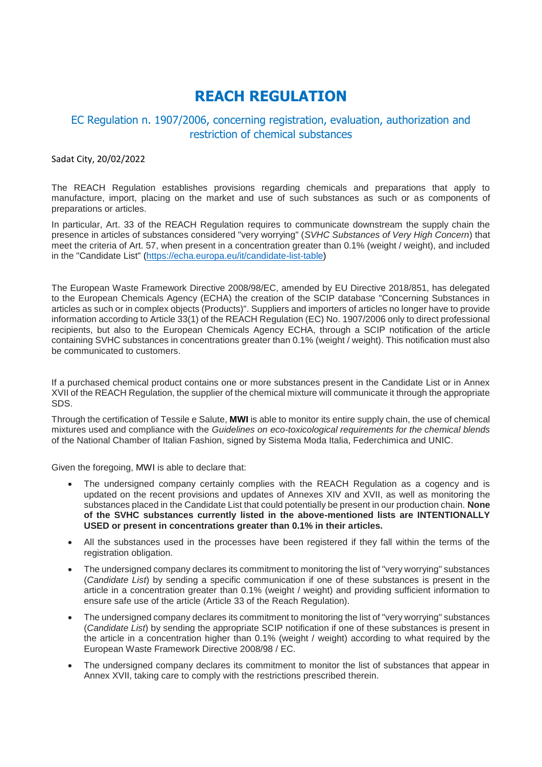# REACH REGULATION

## EC Regulation n. 1907/2006, concerning registration, evaluation, authorization and restriction of chemical substances

Sadat City, 20/02/2022

The REACH Regulation establishes provisions regarding chemicals and preparations that apply to manufacture, import, placing on the market and use of such substances as such or as components of preparations or articles.

In particular, Art. 33 of the REACH Regulation requires to communicate downstream the supply chain the presence in articles of substances considered "very worrying" (*SVHC Substances of Very High Concern*) that meet the criteria of Art. 57, when present in a concentration greater than 0.1% (weight / weight), and included in the "Candidate List" (https://echa.europa.eu/it/candidate-list-table)

The European Waste Framework Directive 2008/98/EC, amended by EU Directive 2018/851, has delegated to the European Chemicals Agency (ECHA) the creation of the SCIP database "Concerning Substances in articles as such or in complex objects (Products)". Suppliers and importers of articles no longer have to provide information according to Article 33(1) of the REACH Regulation (EC) No. 1907/2006 only to direct professional recipients, but also to the European Chemicals Agency ECHA, through a SCIP notification of the article containing SVHC substances in concentrations greater than 0.1% (weight / weight). This notification must also be communicated to customers.

If a purchased chemical product contains one or more substances present in the Candidate List or in Annex XVII of the REACH Regulation, the supplier of the chemical mixture will communicate it through the appropriate SDS.

Through the certification of Tessile e Salute, **MWI** is able to monitor its entire supply chain, the use of chemical mixtures used and compliance with the *Guidelines on eco-toxicological requirements for the chemical blends* of the National Chamber of Italian Fashion, signed by Sistema Moda Italia, Federchimica and UNIC.

Given the foregoing, MWI is able to declare that:

- The undersigned company certainly complies with the REACH Regulation as a cogency and is updated on the recent provisions and updates of Annexes XIV and XVII, as well as monitoring the substances placed in the Candidate List that could potentially be present in our production chain. **None of the SVHC substances currently listed in the above-mentioned lists are INTENTIONALLY USED or present in concentrations greater than 0.1% in their articles.**
- All the substances used in the processes have been registered if they fall within the terms of the registration obligation.
- The undersigned company declares its commitment to monitoring the list of "very worrying" substances (*Candidate List*) by sending a specific communication if one of these substances is present in the article in a concentration greater than 0.1% (weight / weight) and providing sufficient information to ensure safe use of the article (Article 33 of the Reach Regulation).
- The undersigned company declares its commitment to monitoring the list of "very worrying" substances (*Candidate List*) by sending the appropriate SCIP notification if one of these substances is present in the article in a concentration higher than 0.1% (weight / weight) according to what required by the European Waste Framework Directive 2008/98 / EC.
- The undersigned company declares its commitment to monitor the list of substances that appear in Annex XVII, taking care to comply with the restrictions prescribed therein.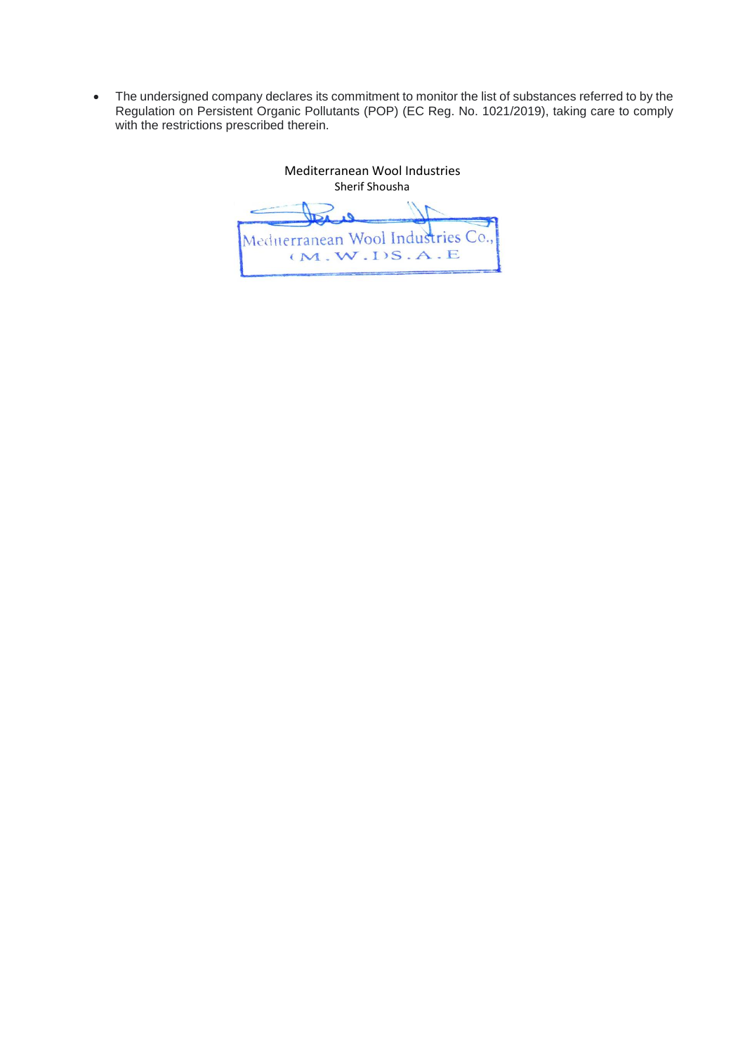- The undersigned company declares its commitment to monitor the list of substances referred to by the Regulation on Persistent Organic Pollutants (POP) (EC Reg. No. 1021/2019), taking care to comply with the restrictions prescribed therein.

Mediterranean Wool Industries
Sherif Shousha

Mediterranean Wool Industries Co.,
(M.W.I)S.A.E